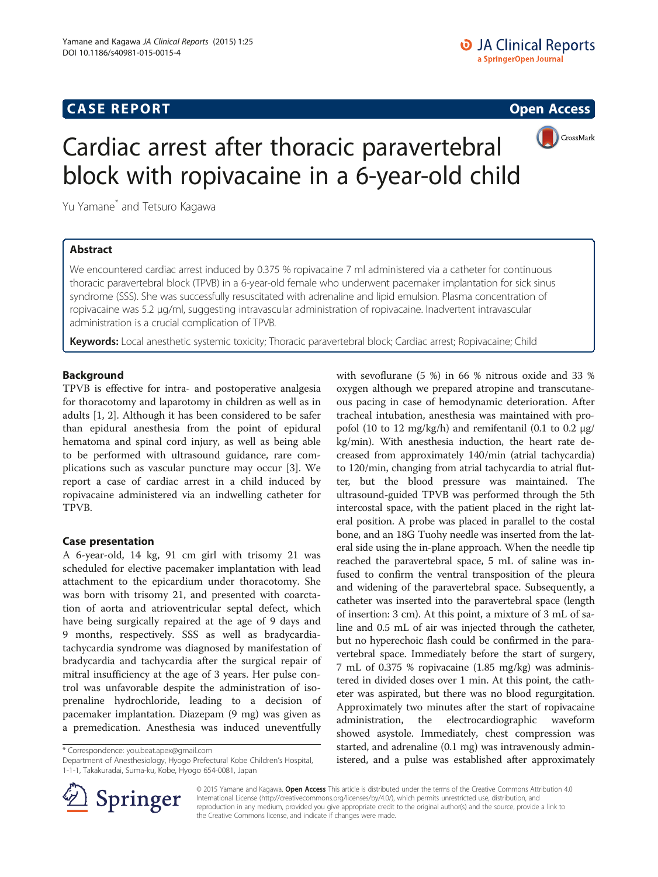CASE REPORT

Open Access

# Cardiac arrest after thoracic paravertebral block with ropivacaine in a 6-year-old child

Yu Yamane* and Tetsuro Kagawa

## Abstract

We encountered cardiac arrest induced by 0.375 % ropivacaine 7 ml administered via a catheter for continuous thoracic paravertebral block (TPVB) in a 6-year-old female who underwent pacemaker implantation for sick sinus syndrome (SSS). She was successfully resuscitated with adrenaline and lipid emulsion. Plasma concentration of ropivacaine was 5.2 μg/ml, suggesting intravascular administration of ropivacaine. Inadvertent intravascular administration is a crucial complication of TPVB.

**Keywords:** Local anesthetic systemic toxicity; Thoracic paravertebral block; Cardiac arrest; Ropivacaine; Child

## Background

TPVB is effective for intra- and postoperative analgesia for thoracotomy and laparotomy in children as well as in adults [1, 2]. Although it has been considered to be safer than epidural anesthesia from the point of epidural hematoma and spinal cord injury, as well as being able to be performed with ultrasound guidance, rare complications such as vascular puncture may occur [3]. We report a case of cardiac arrest in a child induced by ropivacaine administered via an indwelling catheter for TPVB.

## Case presentation

A 6-year-old, 14 kg, 91 cm girl with trisomy 21 was scheduled for elective pacemaker implantation with lead attachment to the epicardium under thoracotomy. She was born with trisomy 21, and presented with coarctation of aorta and atrioventricular septal defect, which have being surgically repaired at the age of 9 days and 9 months, respectively. SSS as well as bradycardia-tachycardia syndrome was diagnosed by manifestation of bradycardia and tachycardia after the surgical repair of mitral insufficiency at the age of 3 years. Her pulse control was unfavorable despite the administration of isoprenaline hydrochloride, leading to a decision of pacemaker implantation. Diazepam (9 mg) was given as a premedication. Anesthesia was induced uneventfully with sevoflurane (5 %) in 66 % nitrous oxide and 33 % oxygen although we prepared atropine and transcutaneous pacing in case of hemodynamic deterioration. After tracheal intubation, anesthesia was maintained with propofol (10 to 12 mg/kg/h) and remifentanil (0.1 to 0.2 μg/kg/min). With anesthesia induction, the heart rate decreased from approximately 140/min (atrial tachycardia) to 120/min, changing from atrial tachycardia to atrial flutter, but the blood pressure was maintained. The ultrasound-guided TPVB was performed through the 5th intercostal space, with the patient placed in the right lateral position. A probe was placed in parallel to the costal bone, and an 18G Tuohy needle was inserted from the lateral side using the in-plane approach. When the needle tip reached the paravertebral space, 5 mL of saline was infused to confirm the ventral transposition of the pleura and widening of the paravertebral space. Subsequently, a catheter was inserted into the paravertebral space (length of insertion: 3 cm). At this point, a mixture of 3 mL of saline and 0.5 mL of air was injected through the catheter, but no hyperechoic flash could be confirmed in the paravertebral space. Immediately before the start of surgery, 7 mL of 0.375 % ropivacaine (1.85 mg/kg) was administered in divided doses over 1 min. At this point, the catheter was aspirated, but there was no blood regurgitation. Approximately two minutes after the start of ropivacaine administration, the electrocardiographic waveform showed asystole. Immediately, chest compression was started, and adrenaline (0.1 mg) was intravenously administered, and a pulse was established after approximately

* Correspondence: you.beat.apex@gmail.com
Department of Anesthesiology, Hyogo Prefectural Kobe Children's Hospital, 1-1-1, Takakuradai, Suma-ku, Kobe, Hyogo 654-0081, Japan

© 2015 Yamane and Kagawa. **Open Access** This article is distributed under the terms of the Creative Commons Attribution 4.0 International License (http://creativecommons.org/licenses/by/4.0/), which permits unrestricted use, distribution, and reproduction in any medium, provided you give appropriate credit to the original author(s) and the source, provide a link to the Creative Commons license, and indicate if changes were made.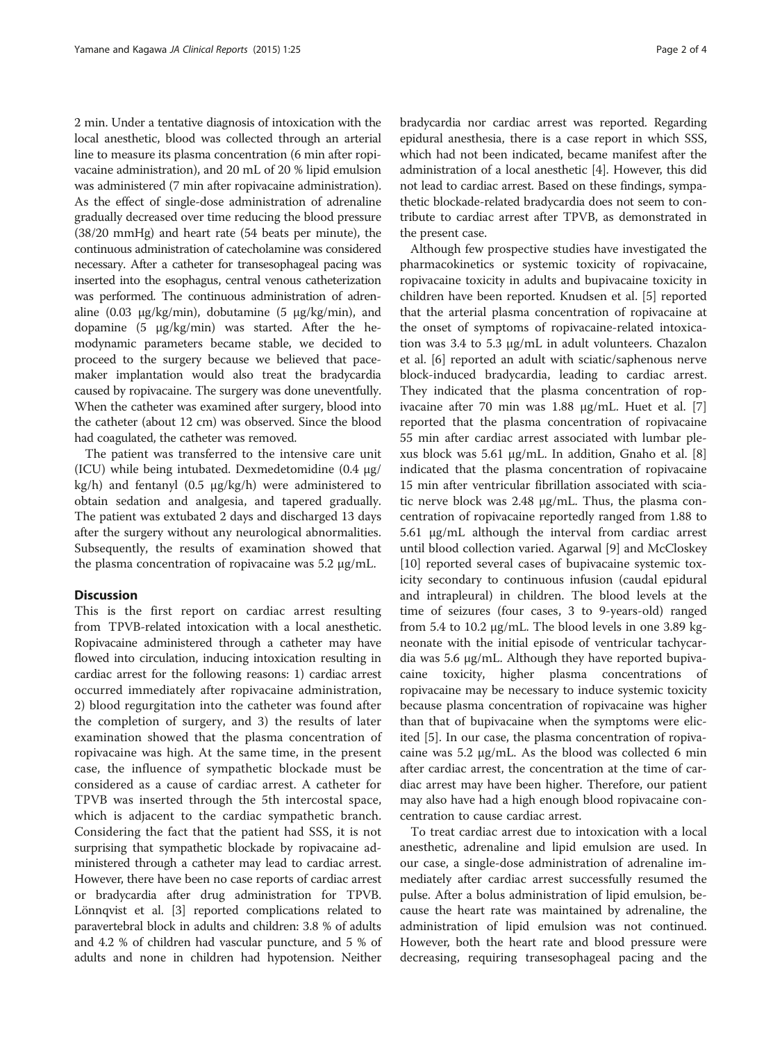2 min. Under a tentative diagnosis of intoxication with the local anesthetic, blood was collected through an arterial line to measure its plasma concentration (6 min after ropivacaine administration), and 20 mL of 20 % lipid emulsion was administered (7 min after ropivacaine administration). As the effect of single-dose administration of adrenaline gradually decreased over time reducing the blood pressure (38/20 mmHg) and heart rate (54 beats per minute), the continuous administration of catecholamine was considered necessary. After a catheter for transesophageal pacing was inserted into the esophagus, central venous catheterization was performed. The continuous administration of adrenaline (0.03 μg/kg/min), dobutamine (5 μg/kg/min), and dopamine (5 μg/kg/min) was started. After the hemodynamic parameters became stable, we decided to proceed to the surgery because we believed that pacemaker implantation would also treat the bradycardia caused by ropivacaine. The surgery was done uneventfully. When the catheter was examined after surgery, blood into the catheter (about 12 cm) was observed. Since the blood had coagulated, the catheter was removed.

The patient was transferred to the intensive care unit (ICU) while being intubated. Dexmedetomidine (0.4 μg/kg/h) and fentanyl (0.5 μg/kg/h) were administered to obtain sedation and analgesia, and tapered gradually. The patient was extubated 2 days and discharged 13 days after the surgery without any neurological abnormalities. Subsequently, the results of examination showed that the plasma concentration of ropivacaine was 5.2 μg/mL.

## Discussion

This is the first report on cardiac arrest resulting from TPVB-related intoxication with a local anesthetic. Ropivacaine administered through a catheter may have flowed into circulation, inducing intoxication resulting in cardiac arrest for the following reasons: 1) cardiac arrest occurred immediately after ropivacaine administration, 2) blood regurgitation into the catheter was found after the completion of surgery, and 3) the results of later examination showed that the plasma concentration of ropivacaine was high. At the same time, in the present case, the influence of sympathetic blockade must be considered as a cause of cardiac arrest. A catheter for TPVB was inserted through the 5th intercostal space, which is adjacent to the cardiac sympathetic branch. Considering the fact that the patient had SSS, it is not surprising that sympathetic blockade by ropivacaine administered through a catheter may lead to cardiac arrest. However, there have been no case reports of cardiac arrest or bradycardia after drug administration for TPVB. Lönnqvist et al. [3] reported complications related to paravertebral block in adults and children: 3.8 % of adults and 4.2 % of children had vascular puncture, and 5 % of adults and none in children had hypotension. Neither bradycardia nor cardiac arrest was reported. Regarding epidural anesthesia, there is a case report in which SSS, which had not been indicated, became manifest after the administration of a local anesthetic [4]. However, this did not lead to cardiac arrest. Based on these findings, sympathetic blockade-related bradycardia does not seem to contribute to cardiac arrest after TPVB, as demonstrated in the present case.

Although few prospective studies have investigated the pharmacokinetics or systemic toxicity of ropivacaine, ropivacaine toxicity in adults and bupivacaine toxicity in children have been reported. Knudsen et al. [5] reported that the arterial plasma concentration of ropivacaine at the onset of symptoms of ropivacaine-related intoxication was 3.4 to 5.3 μg/mL in adult volunteers. Chazalon et al. [6] reported an adult with sciatic/saphenous nerve block-induced bradycardia, leading to cardiac arrest. They indicated that the plasma concentration of ropivacaine after 70 min was 1.88 μg/mL. Huet et al. [7] reported that the plasma concentration of ropivacaine 55 min after cardiac arrest associated with lumbar plexus block was 5.61 μg/mL. In addition, Gnaho et al. [8] indicated that the plasma concentration of ropivacaine 15 min after ventricular fibrillation associated with sciatic nerve block was 2.48 μg/mL. Thus, the plasma concentration of ropivacaine reportedly ranged from 1.88 to 5.61 μg/mL although the interval from cardiac arrest until blood collection varied. Agarwal [9] and McCloskey [10] reported several cases of bupivacaine systemic toxicity secondary to continuous infusion (caudal epidural and intrapleural) in children. The blood levels at the time of seizures (four cases, 3 to 9-years-old) ranged from 5.4 to 10.2 μg/mL. The blood levels in one 3.89 kg-neonate with the initial episode of ventricular tachycardia was 5.6 μg/mL. Although they have reported bupivacaine toxicity, higher plasma concentrations of ropivacaine may be necessary to induce systemic toxicity because plasma concentration of ropivacaine was higher than that of bupivacaine when the symptoms were elicited [5]. In our case, the plasma concentration of ropivacaine was 5.2 μg/mL. As the blood was collected 6 min after cardiac arrest, the concentration at the time of cardiac arrest may have been higher. Therefore, our patient may also have had a high enough blood ropivacaine concentration to cause cardiac arrest.

To treat cardiac arrest due to intoxication with a local anesthetic, adrenaline and lipid emulsion are used. In our case, a single-dose administration of adrenaline immediately after cardiac arrest successfully resumed the pulse. After a bolus administration of lipid emulsion, because the heart rate was maintained by adrenaline, the administration of lipid emulsion was not continued. However, both the heart rate and blood pressure were decreasing, requiring transesophageal pacing and the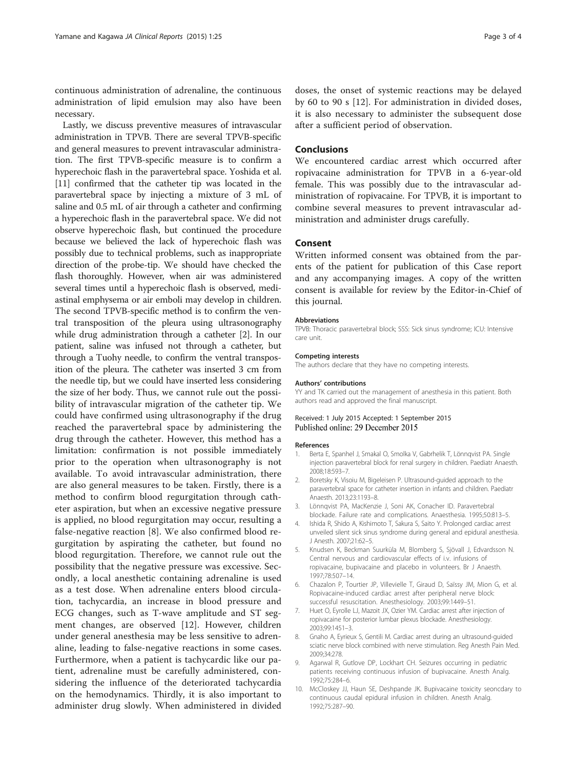continuous administration of adrenaline, the continuous administration of lipid emulsion may also have been necessary.

Lastly, we discuss preventive measures of intravascular administration in TPVB. There are several TPVB-specific and general measures to prevent intravascular administration. The first TPVB-specific measure is to confirm a hyperechoic flash in the paravertebral space. Yoshida et al. [11] confirmed that the catheter tip was located in the paravertebral space by injecting a mixture of 3 mL of saline and 0.5 mL of air through a catheter and confirming a hyperechoic flash in the paravertebral space. We did not observe hyperechoic flash, but continued the procedure because we believed the lack of hyperechoic flash was possibly due to technical problems, such as inappropriate direction of the probe-tip. We should have checked the flash thoroughly. However, when air was administered several times until a hyperechoic flash is observed, mediastinal emphysema or air emboli may develop in children. The second TPVB-specific method is to confirm the ventral transposition of the pleura using ultrasonography while drug administration through a catheter [2]. In our patient, saline was infused not through a catheter, but through a Tuohy needle, to confirm the ventral transposition of the pleura. The catheter was inserted 3 cm from the needle tip, but we could have inserted less considering the size of her body. Thus, we cannot rule out the possibility of intravascular migration of the catheter tip. We could have confirmed using ultrasonography if the drug reached the paravertebral space by administering the drug through the catheter. However, this method has a limitation: confirmation is not possible immediately prior to the operation when ultrasonography is not available. To avoid intravascular administration, there are also general measures to be taken. Firstly, there is a method to confirm blood regurgitation through catheter aspiration, but when an excessive negative pressure is applied, no blood regurgitation may occur, resulting a false-negative reaction [8]. We also confirmed blood regurgitation by aspirating the catheter, but found no blood regurgitation. Therefore, we cannot rule out the possibility that the negative pressure was excessive. Secondly, a local anesthetic containing adrenaline is used as a test dose. When adrenaline enters blood circulation, tachycardia, an increase in blood pressure and ECG changes, such as T-wave amplitude and ST segment changes, are observed [12]. However, children under general anesthesia may be less sensitive to adrenaline, leading to false-negative reactions in some cases. Furthermore, when a patient is tachycardic like our patient, adrenaline must be carefully administered, considering the influence of the deteriorated tachycardia on the hemodynamics. Thirdly, it is also important to administer drug slowly. When administered in divided doses, the onset of systemic reactions may be delayed by 60 to 90 s [12]. For administration in divided doses, it is also necessary to administer the subsequent dose after a sufficient period of observation.

## Conclusions

We encountered cardiac arrest which occurred after ropivacaine administration for TPVB in a 6-year-old female. This was possibly due to the intravascular administration of ropivacaine. For TPVB, it is important to combine several measures to prevent intravascular administration and administer drugs carefully.

## Consent

Written informed consent was obtained from the parents of the patient for publication of this Case report and any accompanying images. A copy of the written consent is available for review by the Editor-in-Chief of this journal.

#### Abbreviations

TPVB: Thoracic paravertebral block; SSS: Sick sinus syndrome; ICU: Intensive care unit.

#### Competing interests

The authors declare that they have no competing interests.

#### Authors' contributions

YY and TK carried out the management of anesthesia in this patient. Both authors read and approved the final manuscript.

Received: 1 July 2015 Accepted: 1 September 2015
Published online: 29 December 2015

#### References

1. Berta E, Spanhel J, Smakal O, Smolka V, Gabrhelik T, Lönnqvist PA. Single injection paravertebral block for renal surgery in children. Paediatr Anaesth. 2008;18:593–7.
2. Boretsky K, Visoiu M, Bigeleisen P. Ultrasound-guided approach to the paravertebral space for catheter insertion in infants and children. Paediatr Anaesth. 2013;23:1193–8.
3. Lönnqvist PA, MacKenzie J, Soni AK, Conacher ID. Paravertebral blockade. Failure rate and complications. Anaesthesia. 1995;50:813–5.
4. Ishida R, Shido A, Kishimoto T, Sakura S, Saito Y. Prolonged cardiac arrest unveiled silent sick sinus syndrome during general and epidural anesthesia. J Anesth. 2007;21:62–5.
5. Knudsen K, Beckman Suurküla M, Blomberg S, Sjövall J, Edvardsson N. Central nervous and cardiovascular effects of i.v. infusions of ropivacaine, bupivacaine and placebo in volunteers. Br J Anaesth. 1997;78:507–14.
6. Chazalon P, Tourtier JP, Villevielle T, Giraud D, Saïssy JM, Mion G, et al. Ropivacaine-induced cardiac arrest after peripheral nerve block: successful resuscitation. Anesthesiology. 2003;99:1449–51.
7. Huet O, Eyrolle LJ, Mazoit JX, Ozier YM. Cardiac arrest after injection of ropivacaine for posterior lumbar plexus blockade. Anesthesiology. 2003;99:1451–3.
8. Gnaho A, Eyrieux S, Gentili M. Cardiac arrest during an ultrasound-guided sciatic nerve block combined with nerve stimulation. Reg Anesth Pain Med. 2009;34:278.
9. Agarwal R, Gutlove DP, Lockhart CH. Seizures occurring in pediatric patients receiving continuous infusion of bupivacaine. Anesth Analg. 1992;75:284–6.
10. McCloskey JJ, Haun SE, Deshpande JK. Bupivacaine toxicity seoncdary to continuous caudal epidural infusion in children. Anesth Analg. 1992;75:287–90.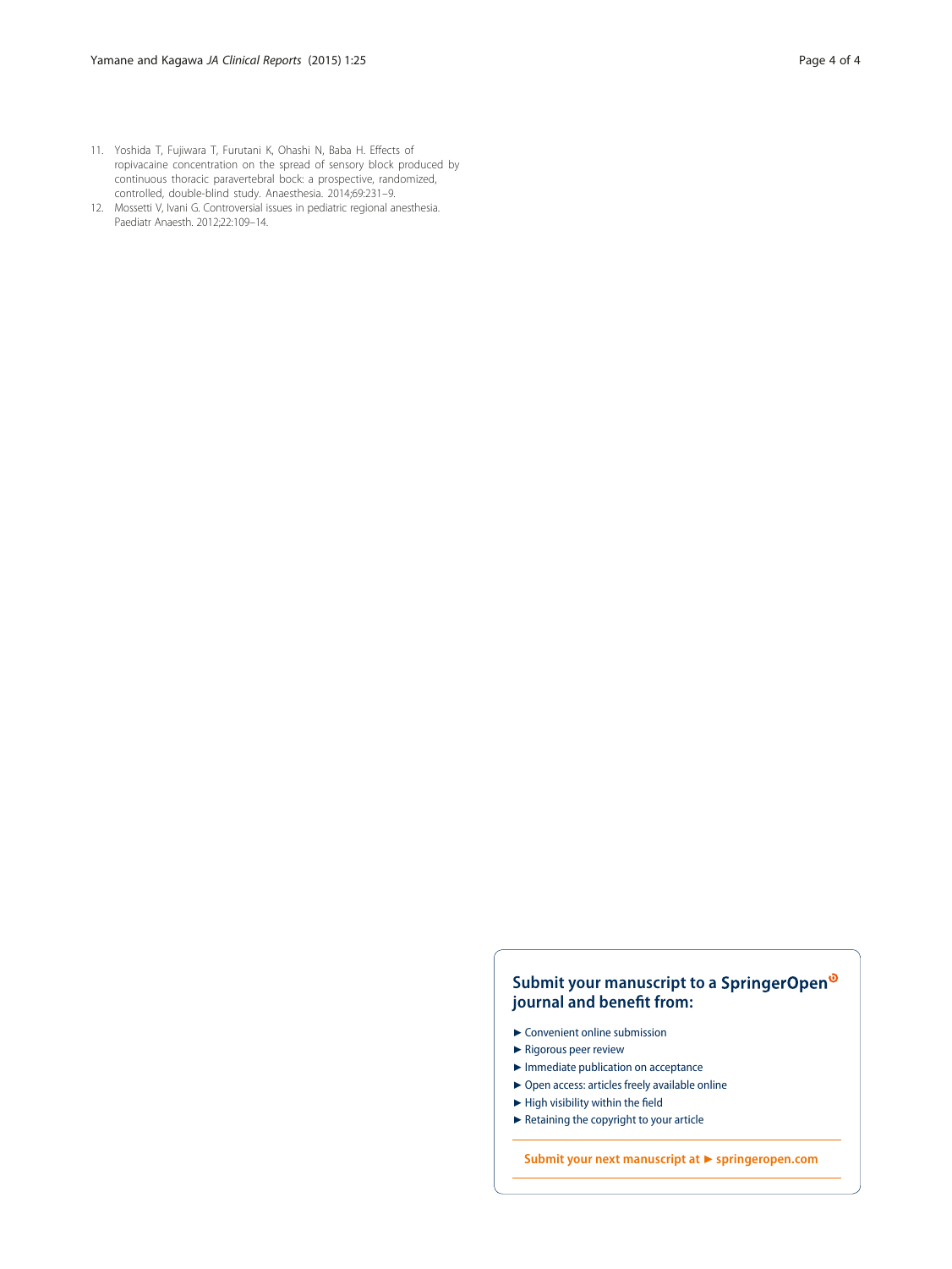11. Yoshida T, Fujiwara T, Furutani K, Ohashi N, Baba H. Effects of ropivacaine concentration on the spread of sensory block produced by continuous thoracic paravertebral bock: a prospective, randomized, controlled, double-blind study. Anaesthesia. 2014;69:231–9.
12. Mossetti V, Ivani G. Controversial issues in pediatric regional anesthesia. Paediatr Anaesth. 2012;22:109–14.

**Submit your manuscript to a SpringerOpen journal and benefit from:**

- ► Convenient online submission
- ► Rigorous peer review
- ► Immediate publication on acceptance
- ► Open access: articles freely available online
- ► High visibility within the field
- ► Retaining the copyright to your article

**Submit your next manuscript at ► springeropen.com**